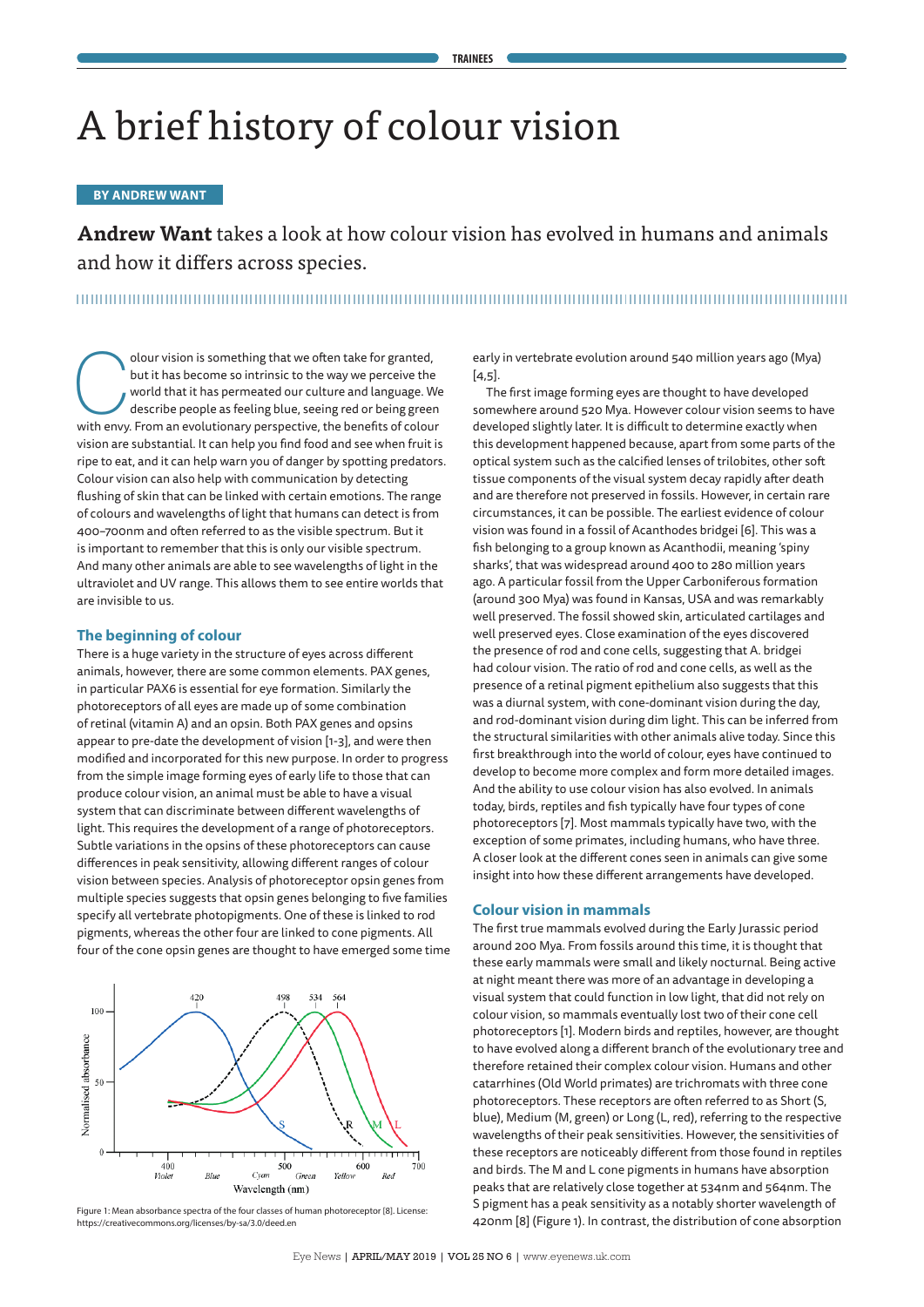# A brief history of colour vision

**BY ANDREW WANT**

**Andrew Want** takes a look at how colour vision has evolved in humans and animals and how it differs across species.

Colour vision is something that we often take for granted, but it has become so intrinsic to the way we perceive the world that it has permeated our culture and language. We describe people as feeling blue, seeing red or being green with envy. From an evolutionary perspective, the benefits of colour vision are substantial. It can help you find food and see when fruit is ripe to eat, and it can help warn you of danger by spotting predators. Colour vision can also help with communication by detecting flushing of skin that can be linked with certain emotions. The range of colours and wavelengths of light that humans can detect is from 400–700nm and often referred to as the visible spectrum. But it is important to remember that this is only our visible spectrum. And many other animals are able to see wavelengths of light in the ultraviolet and UV range. This allows them to see entire worlds that are invisible to us.

## The beginning of colour

There is a huge variety in the structure of eyes across different animals, however, there are some common elements. PAX genes, in particular PAX6 is essential for eye formation. Similarly the photoreceptors of all eyes are made up of some combination of retinal (vitamin A) and an opsin. Both PAX genes and opsins appear to pre-date the development of vision [1-3], and were then modified and incorporated for this new purpose. In order to progress from the simple image forming eyes of early life to those that can produce colour vision, an animal must be able to have a visual system that can discriminate between different wavelengths of light. This requires the development of a range of photoreceptors. Subtle variations in the opsins of these photoreceptors can cause differences in peak sensitivity, allowing different ranges of colour vision between species. Analysis of photoreceptor opsin genes from multiple species suggests that opsin genes belonging to five families specify all vertebrate photopigments. One of these is linked to rod pigments, whereas the other four are linked to cone pigments. All four of the cone opsin genes are thought to have emerged some time early in vertebrate evolution around 540 million years ago (Mya) [4,5].

The first image forming eyes are thought to have developed somewhere around 520 Mya. However colour vision seems to have developed slightly later. It is difficult to determine exactly when this development happened because, apart from some parts of the optical system such as the calcified lenses of trilobites, other soft tissue components of the visual system decay rapidly after death and are therefore not preserved in fossils. However, in certain rare circumstances, it can be possible. The earliest evidence of colour vision was found in a fossil of Acanthodes bridgei [6]. This was a fish belonging to a group known as Acanthodii, meaning 'spiny sharks', that was widespread around 400 to 280 million years ago. A particular fossil from the Upper Carboniferous formation (around 300 Mya) was found in Kansas, USA and was remarkably well preserved. The fossil showed skin, articulated cartilages and well preserved eyes. Close examination of the eyes discovered the presence of rod and cone cells, suggesting that A. bridgei had colour vision. The ratio of rod and cone cells, as well as the presence of a retinal pigment epithelium also suggests that this was a diurnal system, with cone-dominant vision during the day, and rod-dominant vision during dim light. This can be inferred from the structural similarities with other animals alive today. Since this first breakthrough into the world of colour, eyes have continued to develop to become more complex and form more detailed images. And the ability to use colour vision has also evolved. In animals today, birds, reptiles and fish typically have four types of cone photoreceptors [7]. Most mammals typically have two, with the exception of some primates, including humans, who have three. A closer look at the different cones seen in animals can give some insight into how these different arrangements have developed.

Figure 1: Mean absorbance spectra of the four classes of human photoreceptor [8]. License: https://creativecommons.org/licenses/by-sa/3.0/deed.en

## Colour vision in mammals

The first true mammals evolved during the Early Jurassic period around 200 Mya. From fossils around this time, it is thought that these early mammals were small and likely nocturnal. Being active at night meant there was more of an advantage in developing a visual system that could function in low light, that did not rely on colour vision, so mammals eventually lost two of their cone cell photoreceptors [1]. Modern birds and reptiles, however, are thought to have evolved along a different branch of the evolutionary tree and therefore retained their complex colour vision. Humans and other catarrhines (Old World primates) are trichromats with three cone photoreceptors. These receptors are often referred to as Short (S, blue), Medium (M, green) or Long (L, red), referring to the respective wavelengths of their peak sensitivities. However, the sensitivities of these receptors are noticeably different from those found in reptiles and birds. The M and L cone pigments in humans have absorption peaks that are relatively close together at 534nm and 564nm. The S pigment has a peak sensitivity as a notably shorter wavelength of 420nm [8] (Figure 1). In contrast, the distribution of cone absorption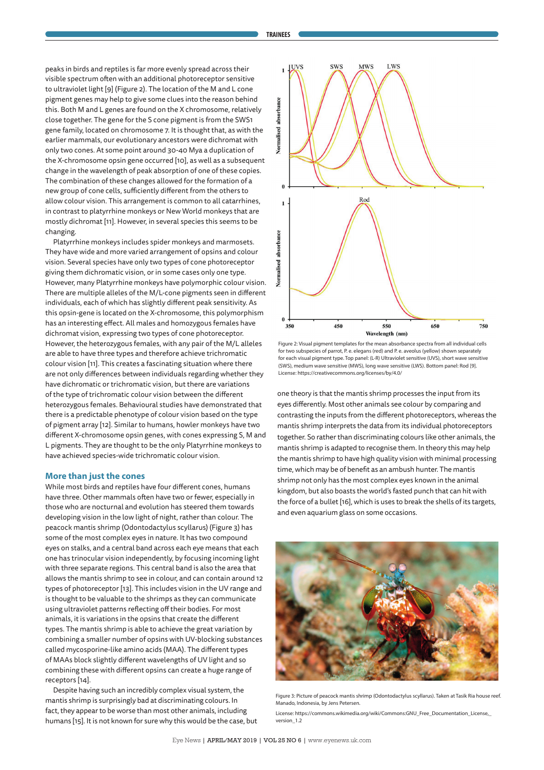peaks in birds and reptiles is far more evenly spread across their visible spectrum often with an additional photoreceptor sensitive to ultraviolet light [9] (Figure 2). The location of the M and L cone pigment genes may help to give some clues into the reason behind this. Both M and L genes are found on the X chromosome, relatively close together. The gene for the S cone pigment is from the SWS1 gene family, located on chromosome 7. It is thought that, as with the earlier mammals, our evolutionary ancestors were dichromat with only two cones. At some point around 30-40 Mya a duplication of the X-chromosome opsin gene occurred [10], as well as a subsequent change in the wavelength of peak absorption of one of these copies. The combination of these changes allowed for the formation of a new group of cone cells, sufficiently different from the others to allow colour vision. This arrangement is common to all catarrhines, in contrast to platyrrhine monkeys or New World monkeys that are mostly dichromat [11]. However, in several species this seems to be changing.

Platyrrhine monkeys includes spider monkeys and marmosets. They have wide and more varied arrangement of opsins and colour vision. Several species have only two types of cone photoreceptor giving them dichromatic vision, or in some cases only one type. However, many Platyrrhine monkeys have polymorphic colour vision. There are multiple alleles of the M/L-cone pigments seen in different individuals, each of which has slightly different peak sensitivity. As this opsin-gene is located on the X-chromosome, this polymorphism has an interesting effect. All males and homozygous females have dichromat vision, expressing two types of cone photoreceptor. However, the heterozygous females, with any pair of the M/L alleles are able to have three types and therefore achieve trichromatic colour vision [11]. This creates a fascinating situation where there are not only differences between individuals regarding whether they have dichromatic or trichromatic vision, but there are variations of the type of trichromatic colour vision between the different heterozygous females. Behavioural studies have demonstrated that there is a predictable phenotype of colour vision based on the type of pigment array [12]. Similar to humans, howler monkeys have two different X-chromosome opsin genes, with cones expressing S, M and L pigments. They are thought to be the only Platyrrhine monkeys to have achieved species-wide trichromatic colour vision.

## More than just the cones

While most birds and reptiles have four different cones, humans have three. Other mammals often have two or fewer, especially in those who are nocturnal and evolution has steered them towards developing vision in the low light of night, rather than colour. The peacock mantis shrimp (Odontodactylus scyllarus) (Figure 3) has some of the most complex eyes in nature. It has two compound eyes on stalks, and a central band across each eye means that each one has trinocular vision independently, by focusing incoming light with three separate regions. This central band is also the area that allows the mantis shrimp to see in colour, and can contain around 12 types of photoreceptor [13]. This includes vision in the UV range and is thought to be valuable to the shrimps as they can communicate using ultraviolet patterns reflecting off their bodies. For most animals, it is variations in the opsins that create the different types. The mantis shrimp is able to achieve the great variation by combining a smaller number of opsins with UV-blocking substances called mycosporine-like amino acids (MAA). The different types of MAAs block slightly different wavelengths of UV light and so combining these with different opsins can create a huge range of receptors [14].

Despite having such an incredibly complex visual system, the mantis shrimp is surprisingly bad at discriminating colours. In fact, they appear to be worse than most other animals, including humans [15]. It is not known for sure why this would be the case, but one theory is that the mantis shrimp processes the input from its eyes differently. Most other animals see colour by comparing and contrasting the inputs from the different photoreceptors, whereas the mantis shrimp interprets the data from its individual photoreceptors together. So rather than discriminating colours like other animals, the mantis shrimp is adapted to recognise them. In theory this may help the mantis shrimp to have high quality vision with minimal processing time, which may be of benefit as an ambush hunter. The mantis shrimp not only has the most complex eyes known in the animal kingdom, but also boasts the world's fasted punch that can hit with the force of a bullet [16], which is uses to break the shells of its targets, and even aquarium glass on some occasions.

Figure 2: Visual pigment templates for the mean absorbance spectra from all individual cells for two subspecies of parrot, P. e. elegans (red) and P. e. aveolus (yellow) shown separately for each visual pigment type. Top panel: (L-R) Ultraviolet sensitive (UVS), short wave sensitive (SWS), medium wave sensitive (MWS), long wave sensitive (LWS). Bottom panel: Rod [9]. License: https://creativecommons.org/licenses/by/4.0/

Figure 3: Picture of peacock mantis shrimp (Odontodactylus scyllarus). Taken at Tasik Ria house reef. Manado, Indonesia, by Jens Petersen.

License: https://commons.wikimedia.org/wiki/Commons:GNU_Free_Documentation_License,_version_1.2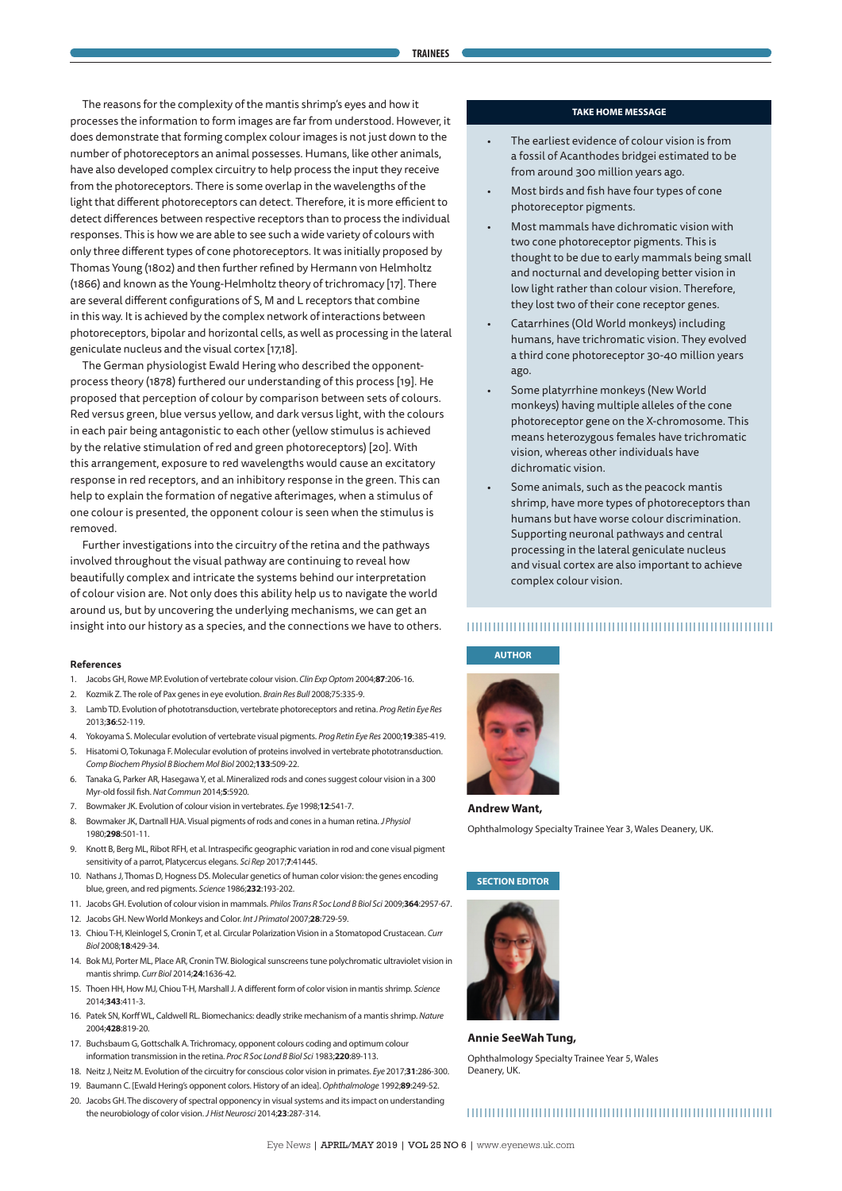The reasons for the complexity of the mantis shrimp's eyes and how it processes the information to form images are far from understood. However, it does demonstrate that forming complex colour images is not just down to the number of photoreceptors an animal possesses. Humans, like other animals, have also developed complex circuitry to help process the input they receive from the photoreceptors. There is some overlap in the wavelengths of the light that different photoreceptors can detect. Therefore, it is more efficient to detect differences between respective receptors than to process the individual responses. This is how we are able to see such a wide variety of colours with only three different types of cone photoreceptors. It was initially proposed by Thomas Young (1802) and then further refined by Hermann von Helmholtz (1866) and known as the Young-Helmholtz theory of trichromacy [17]. There are several different configurations of S, M and L receptors that combine in this way. It is achieved by the complex network of interactions between photoreceptors, bipolar and horizontal cells, as well as processing in the lateral geniculate nucleus and the visual cortex [17,18].

The German physiologist Ewald Hering who described the opponent-process theory (1878) furthered our understanding of this process [19]. He proposed that perception of colour by comparison between sets of colours. Red versus green, blue versus yellow, and dark versus light, with the colours in each pair being antagonistic to each other (yellow stimulus is achieved by the relative stimulation of red and green photoreceptors) [20]. With this arrangement, exposure to red wavelengths would cause an excitatory response in red receptors, and an inhibitory response in the green. This can help to explain the formation of negative afterimages, when a stimulus of one colour is presented, the opponent colour is seen when the stimulus is removed.

Further investigations into the circuitry of the retina and the pathways involved throughout the visual pathway are continuing to reveal how beautifully complex and intricate the systems behind our interpretation of colour vision are. Not only does this ability help us to navigate the world around us, but by uncovering the underlying mechanisms, we can get an insight into our history as a species, and the connections we have to others.

### TAKE HOME MESSAGE

- The earliest evidence of colour vision is from a fossil of Acanthodes bridgei estimated to be from around 300 million years ago.
- Most birds and fish have four types of cone photoreceptor pigments.
- Most mammals have dichromatic vision with two cone photoreceptor pigments. This is thought to be due to early mammals being small and nocturnal and developing better vision in low light rather than colour vision. Therefore, they lost two of their cone receptor genes.
- Catarrhines (Old World monkeys) including humans, have trichromatic vision. They evolved a third cone photoreceptor 30-40 million years ago.
- Some platyrrhine monkeys (New World monkeys) having multiple alleles of the cone photoreceptor gene on the X-chromosome. This means heterozygous females have trichromatic vision, whereas other individuals have dichromatic vision.
- Some animals, such as the peacock mantis shrimp, have more types of photoreceptors than humans but have worse colour discrimination. Supporting neuronal pathways and central processing in the lateral geniculate nucleus and visual cortex are also important to achieve complex colour vision.

### References

1. Jacobs GH, Rowe MP. Evolution of vertebrate colour vision. *Clin Exp Optom* 2004;**87**:206-16.
2. Kozmik Z. The role of Pax genes in eye evolution. *Brain Res Bull* 2008;75:335-9.
3. Lamb TD. Evolution of phototransduction, vertebrate photoreceptors and retina. *Prog Retin Eye Res* 2013;**36**:52-119.
4. Yokoyama S. Molecular evolution of vertebrate visual pigments. *Prog Retin Eye Res* 2000;**19**:385-419.
5. Hisatomi O, Tokunaga F. Molecular evolution of proteins involved in vertebrate phototransduction. *Comp Biochem Physiol B Biochem Mol Biol* 2002;**133**:509-22.
6. Tanaka G, Parker AR, Hasegawa Y, et al. Mineralized rods and cones suggest colour vision in a 300 Myr-old fossil fish. *Nat Commun* 2014;**5**:5920.
7. Bowmaker JK. Evolution of colour vision in vertebrates. *Eye* 1998;**12**:541-7.
8. Bowmaker JK, Dartnall HJA. Visual pigments of rods and cones in a human retina. *J Physiol* 1980;**298**:501-11.
9. Knott B, Berg ML, Ribot RFH, et al. Intraspecific geographic variation in rod and cone visual pigment sensitivity of a parrot, Platycercus elegans. *Sci Rep* 2017;**7**:41445.
10. Nathans J, Thomas D, Hogness DS. Molecular genetics of human color vision: the genes encoding blue, green, and red pigments. *Science* 1986;**232**:193-202.
11. Jacobs GH. Evolution of colour vision in mammals. *Philos Trans R Soc Lond B Biol Sci* 2009;**364**:2957-67.
12. Jacobs GH. New World Monkeys and Color. *Int J Primatol* 2007;**28**:729-59.
13. Chiou T-H, Kleinlogel S, Cronin T, et al. Circular Polarization Vision in a Stomatopod Crustacean. *Curr Biol* 2008;**18**:429-34.
14. Bok MJ, Porter ML, Place AR, Cronin TW. Biological sunscreens tune polychromatic ultraviolet vision in mantis shrimp. *Curr Biol* 2014;**24**:1636-42.
15. Thoen HH, How MJ, Chiou T-H, Marshall J. A different form of color vision in mantis shrimp. *Science* 2014;**343**:411-3.
16. Patek SN, Korff WL, Caldwell RL. Biomechanics: deadly strike mechanism of a mantis shrimp. *Nature* 2004;**428**:819-20.
17. Buchsbaum G, Gottschalk A. Trichromacy, opponent colours coding and optimum colour information transmission in the retina. *Proc R Soc Lond B Biol Sci* 1983;**220**:89-113.
18. Neitz J, Neitz M. Evolution of the circuitry for conscious color vision in primates. *Eye* 2017;**31**:286-300.
19. Baumann C. [Ewald Hering's opponent colors. History of an idea]. *Ophthalmologe* 1992;**89**:249-52.
20. Jacobs GH. The discovery of spectral opponency in visual systems and its impact on understanding the neurobiology of color vision. *J Hist Neurosci* 2014;**23**:287-314.

### AUTHOR

**Andrew Want,**

Ophthalmology Specialty Trainee Year 3, Wales Deanery, UK.

### SECTION EDITOR

**Annie SeeWah Tung,**

Ophthalmology Specialty Trainee Year 5, Wales Deanery, UK.